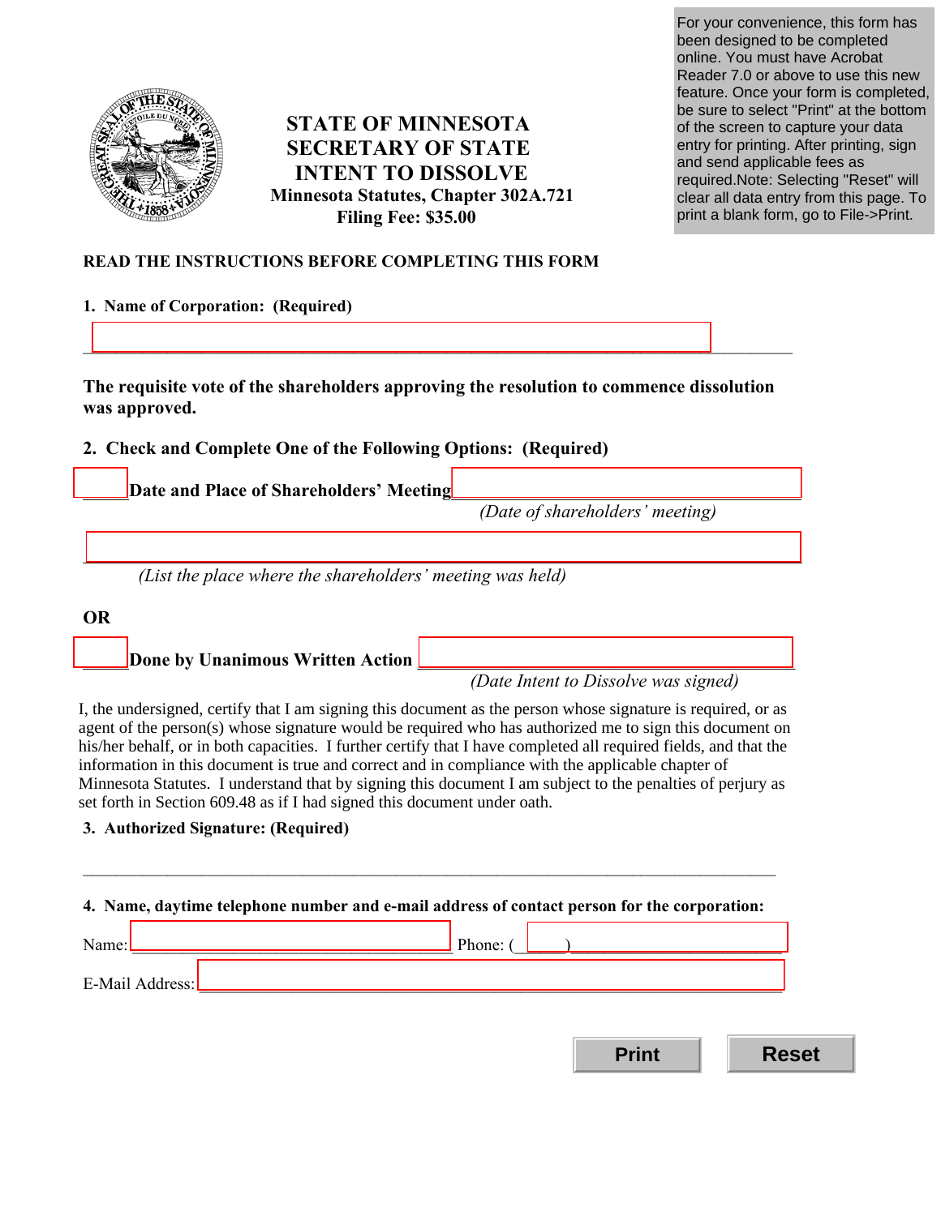For your convenience, this form has been designed to be completed online. You must have Acrobat Reader 7.0 or above to use this new feature. Once your form is completed, be sure to select "Print" at the bottom of the screen to capture your data entry for printing. After printing, sign and send applicable fees as required.Note: Selecting "Reset" will clear all data entry from this page. To print a blank form, go to File->Print.

# STATE OF MINNESOTA
# SECRETARY OF STATE
# INTENT TO DISSOLVE

**Minnesota Statutes, Chapter 302A.721**

**Filing Fee: $35.00**

**READ THE INSTRUCTIONS BEFORE COMPLETING THIS FORM**

**1. Name of Corporation: (Required)**

______________________________________________________________________

**The requisite vote of the shareholders approving the resolution to commence dissolution was approved.**

**2. Check and Complete One of the Following Options: (Required)**

_____ **Date and Place of Shareholders' Meeting** ______________________________

*(Date of shareholders' meeting)*

______________________________________________________________________

*(List the place where the shareholders' meeting was held)*

**OR**

_____ **Done by Unanimous Written Action** ______________________________

*(Date Intent to Dissolve was signed)*

I, the undersigned, certify that I am signing this document as the person whose signature is required, or as agent of the person(s) whose signature would be required who has authorized me to sign this document on his/her behalf, or in both capacities. I further certify that I have completed all required fields, and that the information in this document is true and correct and in compliance with the applicable chapter of Minnesota Statutes. I understand that by signing this document I am subject to the penalties of perjury as set forth in Section 609.48 as if I had signed this document under oath.

**3. Authorized Signature: (Required)**

______________________________________________________________________

**4. Name, daytime telephone number and e-mail address of contact person for the corporation:**

Name: ______________________________ Phone: (_____)______________________

E-Mail Address: ______________________________________________________

Print

Reset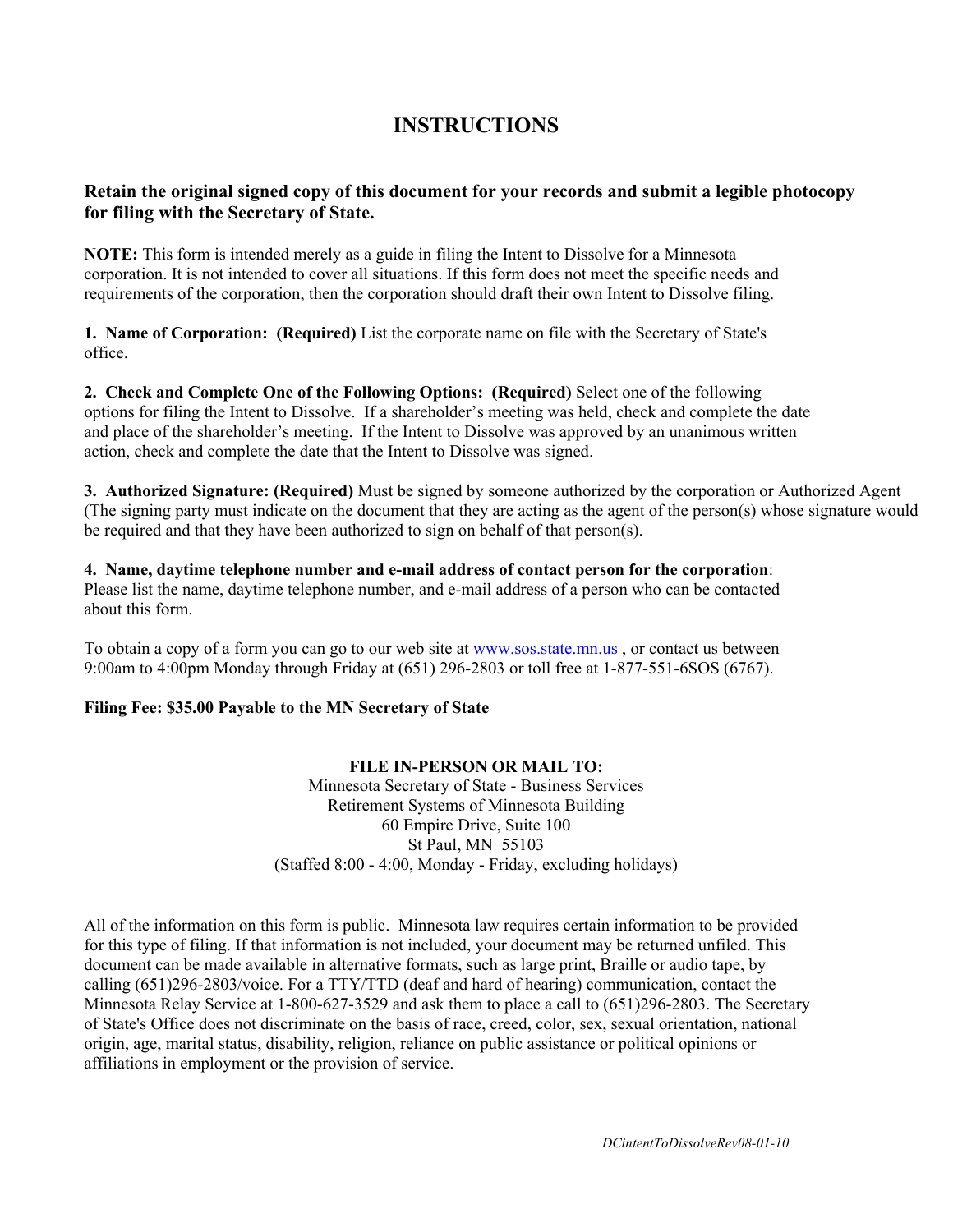# INSTRUCTIONS

**Retain the original signed copy of this document for your records and submit a legible photocopy for filing with the Secretary of State.**

**NOTE:** This form is intended merely as a guide in filing the Intent to Dissolve for a Minnesota corporation. It is not intended to cover all situations. If this form does not meet the specific needs and requirements of the corporation, then the corporation should draft their own Intent to Dissolve filing.

**1. Name of Corporation: (Required)** List the corporate name on file with the Secretary of State's office.

**2. Check and Complete One of the Following Options: (Required)** Select one of the following options for filing the Intent to Dissolve. If a shareholder's meeting was held, check and complete the date and place of the shareholder's meeting. If the Intent to Dissolve was approved by an unanimous written action, check and complete the date that the Intent to Dissolve was signed.

**3. Authorized Signature: (Required)** Must be signed by someone authorized by the corporation or Authorized Agent (The signing party must indicate on the document that they are acting as the agent of the person(s) whose signature would be required and that they have been authorized to sign on behalf of that person(s).

**4. Name, daytime telephone number and e-mail address of contact person for the corporation**: Please list the name, daytime telephone number, and e-mail address of a person who can be contacted about this form.

To obtain a copy of a form you can go to our web site at www.sos.state.mn.us , or contact us between 9:00am to 4:00pm Monday through Friday at (651) 296-2803 or toll free at 1-877-551-6SOS (6767).

**Filing Fee: $35.00 Payable to the MN Secretary of State**

**FILE IN-PERSON OR MAIL TO:**
Minnesota Secretary of State - Business Services
Retirement Systems of Minnesota Building
60 Empire Drive, Suite 100
St Paul, MN 55103
(Staffed 8:00 - 4:00, Monday - Friday, excluding holidays)

All of the information on this form is public. Minnesota law requires certain information to be provided for this type of filing. If that information is not included, your document may be returned unfiled. This document can be made available in alternative formats, such as large print, Braille or audio tape, by calling (651)296-2803/voice. For a TTY/TTD (deaf and hard of hearing) communication, contact the Minnesota Relay Service at 1-800-627-3529 and ask them to place a call to (651)296-2803. The Secretary of State's Office does not discriminate on the basis of race, creed, color, sex, sexual orientation, national origin, age, marital status, disability, religion, reliance on public assistance or political opinions or affiliations in employment or the provision of service.

*DCintentToDissolveRev08-01-10*